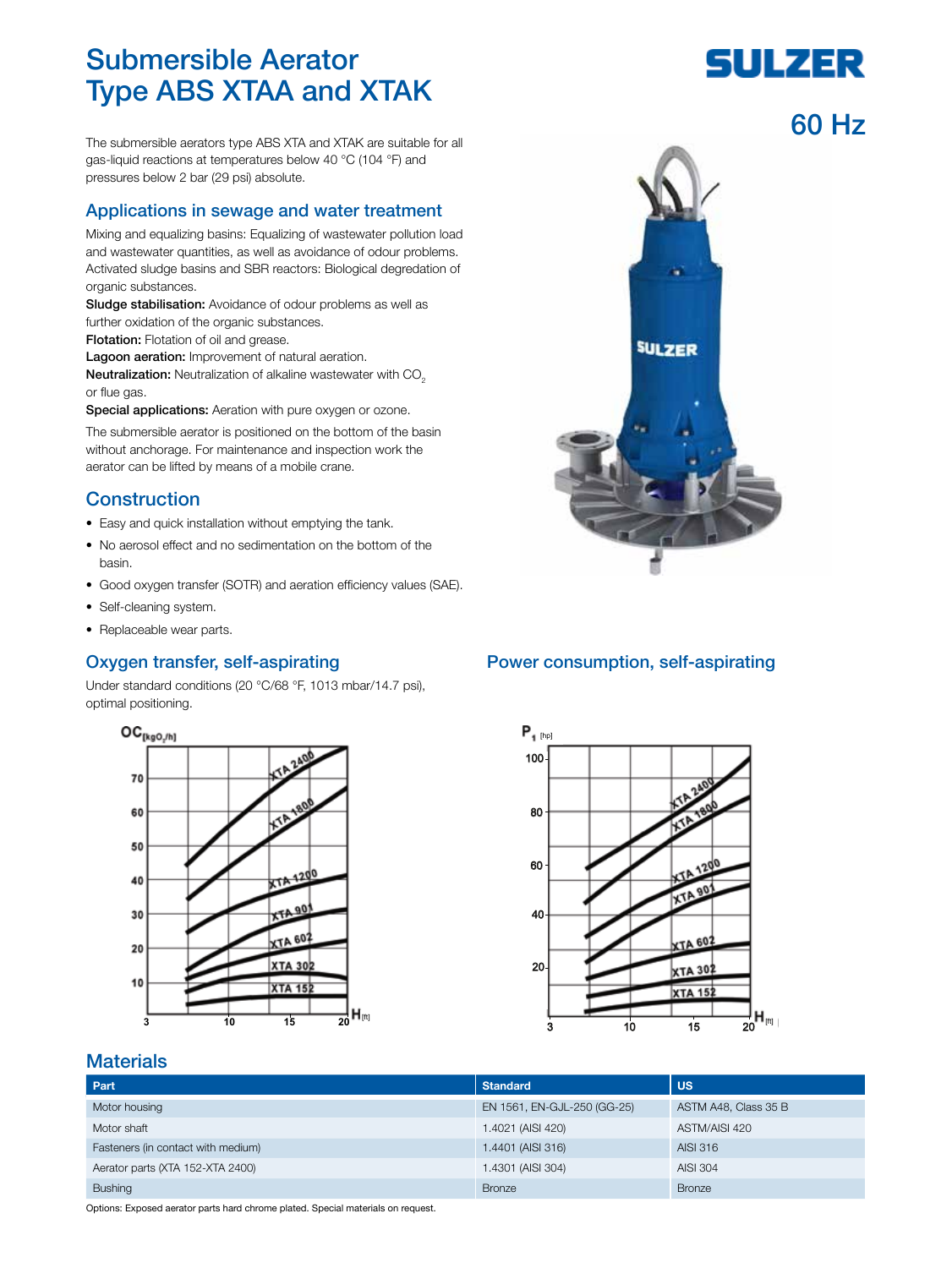# Submersible Aerator Type ABS XTAA and XTAK

SULZER

60 Hz

The submersible aerators type ABS XTA and XTAK are suitable for all gas-liquid reactions at temperatures below 40 °C (104 °F) and pressures below 2 bar (29 psi) absolute.

## Applications in sewage and water treatment

Mixing and equalizing basins: Equalizing of wastewater pollution load and wastewater quantities, as well as avoidance of odour problems. Activated sludge basins and SBR reactors: Biological degradation of organic substances.
**Sludge stabilisation:** Avoidance of odour problems as well as further oxidation of the organic substances.
**Flotation:** Flotation of oil and grease.
**Lagoon aeration:** Improvement of natural aeration.
**Neutralization:** Neutralization of alkaline wastewater with $CO_2$ or flue gas.
**Special applications:** Aeration with pure oxygen or ozone.

The submersible aerator is positioned on the bottom of the basin without anchorage. For maintenance and inspection work the aerator can be lifted by means of a mobile crane.

## Construction

- Easy and quick installation without emptying the tank.
- No aerosol effect and no sedimentation on the bottom of the basin.
- Good oxygen transfer (SOTR) and aeration efficiency values (SAE).
- Self-cleaning system.
- Replaceable wear parts.

## Oxygen transfer, self-aspirating

Under standard conditions (20 °C/68 °F, 1013 mbar/14.7 psi), optimal positioning.

## Power consumption, self-aspirating

## Materials

| Part | Standard | US |
|---|---|---|
| Motor housing | EN 1561, EN-GJL-250 (GG-25) | ASTM A48, Class 35 B |
| Motor shaft | 1.4021 (AISI 420) | ASTM/AISI 420 |
| Fasteners (in contact with medium) | 1.4401 (AISI 316) | AISI 316 |
| Aerator parts (XTA 152-XTA 2400) | 1.4301 (AISI 304) | AISI 304 |
| Bushing | Bronze | Bronze |

Options: Exposed aerator parts hard chrome plated. Special materials on request.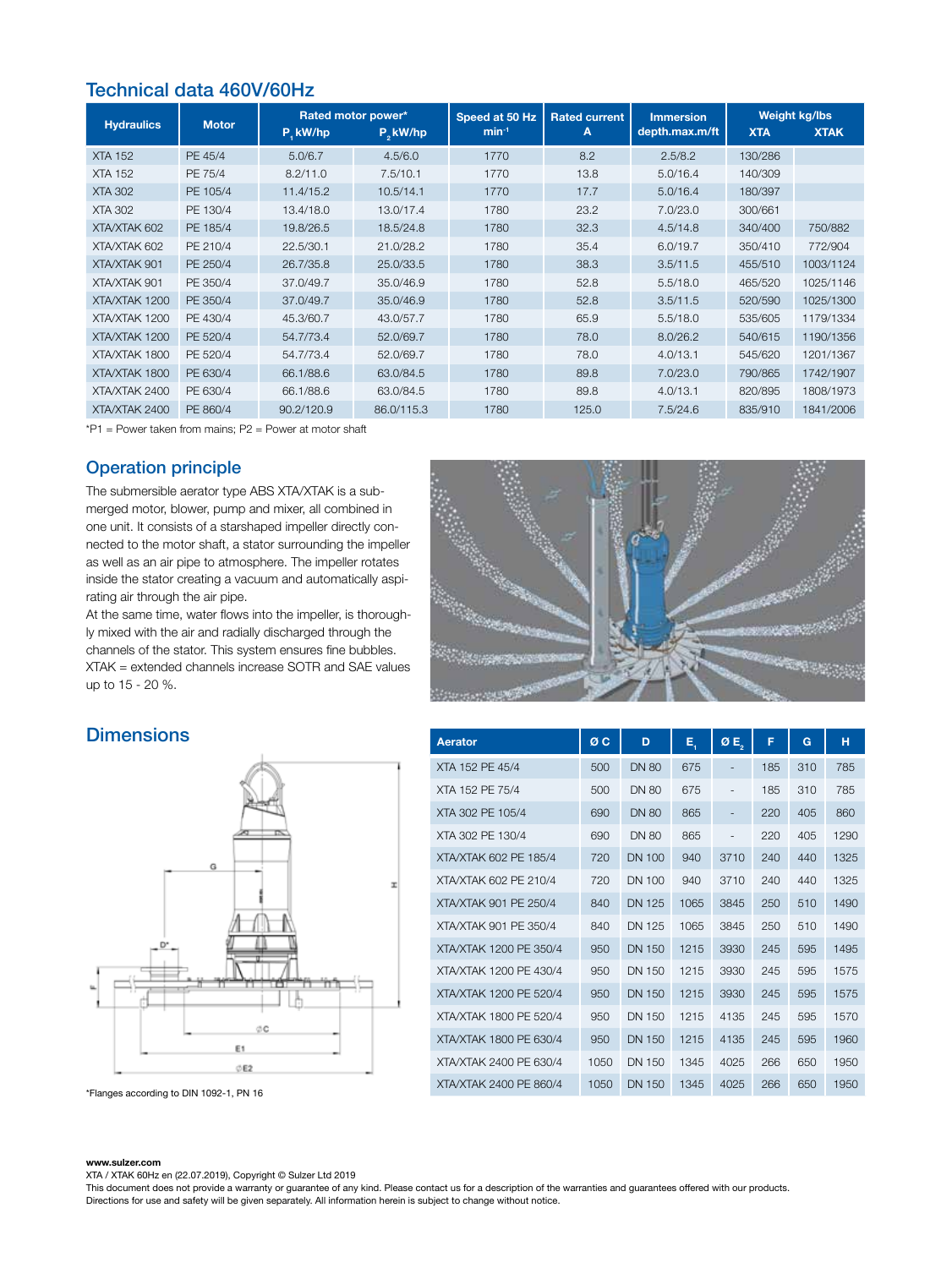## Technical data 460V/60Hz

| Hydraulics | Motor | Rated motor power* | | Speed at 50 Hz | Rated current | Immersion | Weight kg/lbs | |
|---|---|---|---|---|---|---|---|---|
| | | $P_1$ kW/hp | $P_2$ kW/hp | $min^{-1}$ | A | depth.max.m/ft | XTA | XTAK |
| XTA 152 | PE 45/4 | 5.0/6.7 | 4.5/6.0 | 1770 | 8.2 | 2.5/8.2 | 130/286 | |
| XTA 152 | PE 75/4 | 8.2/11.0 | 7.5/10.1 | 1770 | 13.8 | 5.0/16.4 | 140/309 | |
| XTA 302 | PE 105/4 | 11.4/15.2 | 10.5/14.1 | 1770 | 17.7 | 5.0/16.4 | 180/397 | |
| XTA 302 | PE 130/4 | 13.4/18.0 | 13.0/17.4 | 1780 | 23.2 | 7.0/23.0 | 300/661 | |
| XTA/XTAK 602 | PE 185/4 | 19.8/26.5 | 18.5/24.8 | 1780 | 32.3 | 4.5/14.8 | 340/400 | 750/882 |
| XTA/XTAK 602 | PE 210/4 | 22.5/30.1 | 21.0/28.2 | 1780 | 35.4 | 6.0/19.7 | 350/410 | 772/904 |
| XTA/XTAK 901 | PE 250/4 | 26.7/35.8 | 25.0/33.5 | 1780 | 38.3 | 3.5/11.5 | 455/510 | 1003/1124 |
| XTA/XTAK 901 | PE 350/4 | 37.0/49.7 | 35.0/46.9 | 1780 | 52.8 | 5.5/18.0 | 465/520 | 1025/1146 |
| XTA/XTAK 1200 | PE 350/4 | 37.0/49.7 | 35.0/46.9 | 1780 | 52.8 | 3.5/11.5 | 520/590 | 1025/1300 |
| XTA/XTAK 1200 | PE 430/4 | 45.3/60.7 | 43.0/57.7 | 1780 | 65.9 | 5.5/18.0 | 535/605 | 1179/1334 |
| XTA/XTAK 1200 | PE 520/4 | 54.7/73.4 | 52.0/69.7 | 1780 | 78.0 | 8.0/26.2 | 540/615 | 1190/1356 |
| XTA/XTAK 1800 | PE 520/4 | 54.7/73.4 | 52.0/69.7 | 1780 | 78.0 | 4.0/13.1 | 545/620 | 1201/1367 |
| XTA/XTAK 1800 | PE 630/4 | 66.1/88.6 | 63.0/84.5 | 1780 | 89.8 | 7.0/23.0 | 790/865 | 1742/1907 |
| XTA/XTAK 2400 | PE 630/4 | 66.1/88.6 | 63.0/84.5 | 1780 | 89.8 | 4.0/13.1 | 820/895 | 1808/1973 |
| XTA/XTAK 2400 | PE 860/4 | 90.2/120.9 | 86.0/115.3 | 1780 | 125.0 | 7.5/24.6 | 835/910 | 1841/2006 |

*P1 = Power taken from mains; P2 = Power at motor shaft

## Operation principle

The submersible aerator type ABS XTA/XTAK is a submerged motor, blower, pump and mixer, all combined in one unit. It consists of a starshaped impeller directly connected to the motor shaft, a stator surrounding the impeller as well as an air pipe to atmosphere. The impeller rotates inside the stator creating a vacuum and automatically aspirating air through the air pipe.
At the same time, water flows into the impeller, is thoroughly mixed with the air and radially discharged through the channels of the stator. This system ensures fine bubbles.
XTAK = extended channels increase SOTR and SAE values up to 15 - 20 %.

## Dimensions

G
D*
H
F
ØC
E1
ØE2

*Flanges according to DIN 1092-1, PN 16

| Aerator | Ø C | D | $E_1$ | Ø $E_2$ | F | G | H |
|---|---|---|---|---|---|---|---|
| XTA 152 PE 45/4 | 500 | DN 80 | 675 | - | 185 | 310 | 785 |
| XTA 152 PE 75/4 | 500 | DN 80 | 675 | - | 185 | 310 | 785 |
| XTA 302 PE 105/4 | 690 | DN 80 | 865 | - | 220 | 405 | 860 |
| XTA 302 PE 130/4 | 690 | DN 80 | 865 | - | 220 | 405 | 1290 |
| XTA/XTAK 602 PE 185/4 | 720 | DN 100 | 940 | 3710 | 240 | 440 | 1325 |
| XTA/XTAK 602 PE 210/4 | 720 | DN 100 | 940 | 3710 | 240 | 440 | 1325 |
| XTA/XTAK 901 PE 250/4 | 840 | DN 125 | 1065 | 3845 | 250 | 510 | 1490 |
| XTA/XTAK 901 PE 350/4 | 840 | DN 125 | 1065 | 3845 | 250 | 510 | 1490 |
| XTA/XTAK 1200 PE 350/4 | 950 | DN 150 | 1215 | 3930 | 245 | 595 | 1495 |
| XTA/XTAK 1200 PE 430/4 | 950 | DN 150 | 1215 | 3930 | 245 | 595 | 1575 |
| XTA/XTAK 1200 PE 520/4 | 950 | DN 150 | 1215 | 3930 | 245 | 595 | 1575 |
| XTA/XTAK 1800 PE 520/4 | 950 | DN 150 | 1215 | 4135 | 245 | 595 | 1570 |
| XTA/XTAK 1800 PE 630/4 | 950 | DN 150 | 1215 | 4135 | 245 | 595 | 1960 |
| XTA/XTAK 2400 PE 630/4 | 1050 | DN 150 | 1345 | 4025 | 266 | 650 | 1950 |
| XTA/XTAK 2400 PE 860/4 | 1050 | DN 150 | 1345 | 4025 | 266 | 650 | 1950 |

**www.sulzer.com**
XTA / XTAK 60Hz en (22.07.2019), Copyright © Sulzer Ltd 2019
This document does not provide a warranty or guarantee of any kind. Please contact us for a description of the warranties and guarantees offered with our products.
Directions for use and safety will be given separately. All information herein is subject to change without notice.